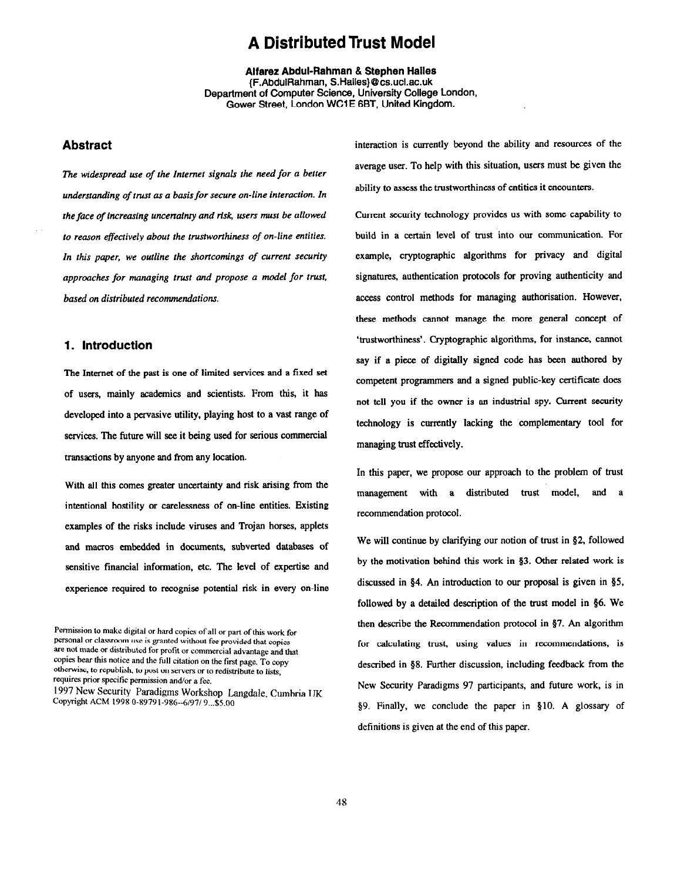# A Distributed Trust Model

**Alfarez Abdul-Rahman & Stephen Hailes**
{F.AbdulRahman, S.Hailes}@cs.ucl.ac.uk
Department of Computer Science, University College London,
Gower Street, London WC1E 6BT, United Kingdom.

## Abstract

*The widespread use of the Internet signals the need for a better understanding of trust as a basis for secure on-line interaction. In the face of increasing uncertainty and risk, users must be allowed to reason effectively about the trustworthiness of on-line entities. In this paper, we outline the shortcomings of current security approaches for managing trust and propose a model for trust, based on distributed recommendations.*

## 1. Introduction

The Internet of the past is one of limited services and a fixed set of users, mainly academics and scientists. From this, it has developed into a pervasive utility, playing host to a vast range of services. The future will see it being used for serious commercial transactions by anyone and from any location.

With all this comes greater uncertainty and risk arising from the intentional hostility or carelessness of on-line entities. Existing examples of the risks include viruses and Trojan horses, applets and macros embedded in documents, subverted databases of sensitive financial information, etc. The level of expertise and experience required to recognise potential risk in every on-line interaction is currently beyond the ability and resources of the average user. To help with this situation, users must be given the ability to assess the trustworthiness of entities it encounters.

Current security technology provides us with some capability to build in a certain level of trust into our communication. For example, cryptographic algorithms for privacy and digital signatures, authentication protocols for proving authenticity and access control methods for managing authorisation. However, these methods cannot manage the more general concept of 'trustworthiness'. Cryptographic algorithms, for instance, cannot say if a piece of digitally signed code has been authored by competent programmers and a signed public-key certificate does not tell you if the owner is an industrial spy. Current security technology is currently lacking the complementary tool for managing trust effectively.

In this paper, we propose our approach to the problem of trust management with a distributed trust model, and a recommendation protocol.

We will continue by clarifying our notion of trust in §2, followed by the motivation behind this work in §3. Other related work is discussed in §4. An introduction to our proposal is given in §5, followed by a detailed description of the trust model in §6. We then describe the Recommendation protocol in §7. An algorithm for calculating trust, using values in recommendations, is described in §8. Further discussion, including feedback from the New Security Paradigms 97 participants, and future work, is in §9. Finally, we conclude the paper in §10. A glossary of definitions is given at the end of this paper.

Permission to make digital or hard copies of all or part of this work for personal or classroom use is granted without fee provided that copies are not made or distributed for profit or commercial advantage and that copies bear this notice and the full citation on the first page. To copy otherwise, to republish, to post on servers or to redistribute to lists, requires prior specific permission and/or a fee.
1997 New Security Paradigms Workshop Langdale, Cumbria UK
Copyright ACM 1998 0-89791-986--6/97/ 9...$5.00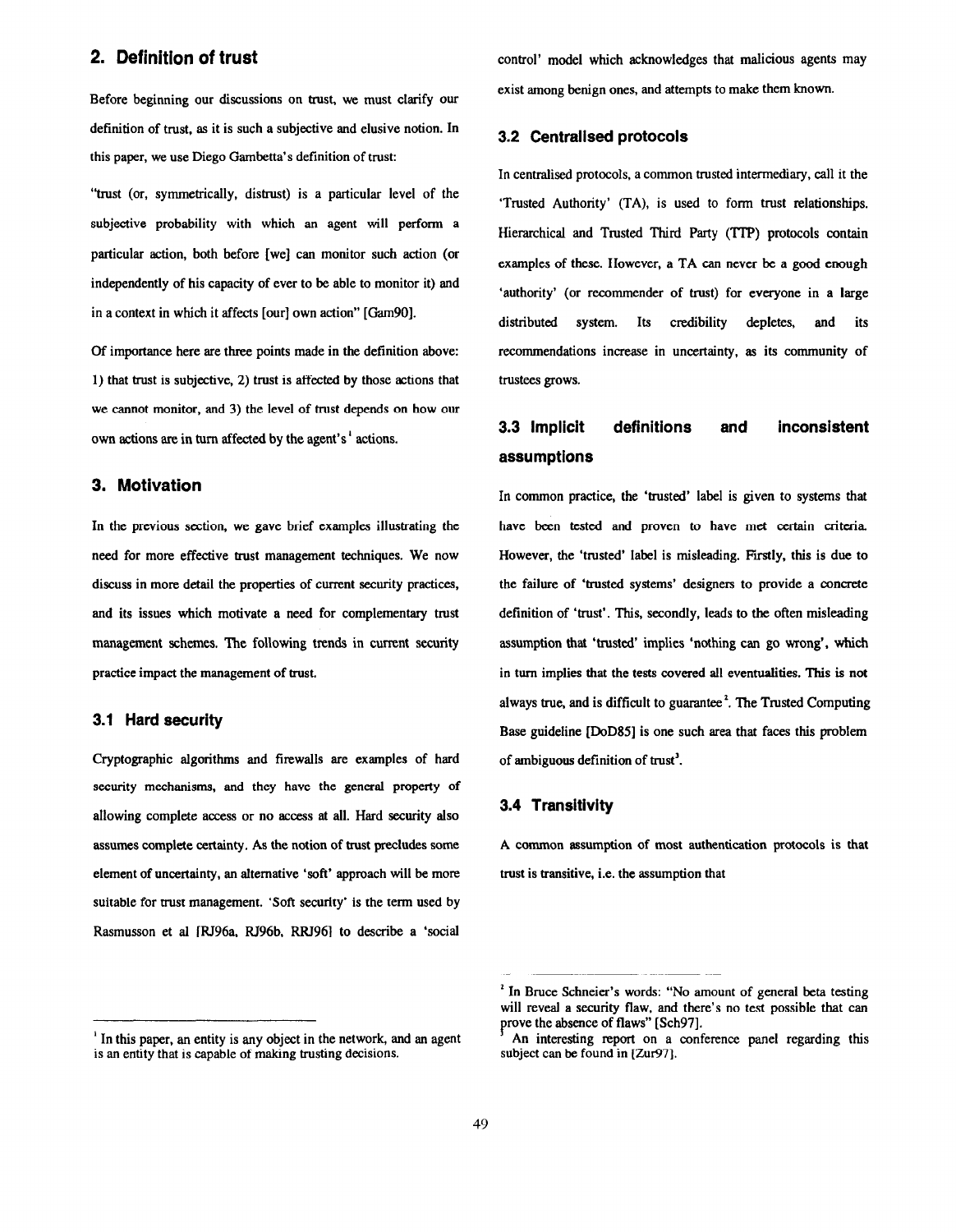## 2. Definition of trust

Before beginning our discussions on trust, we must clarify our definition of trust, as it is such a subjective and elusive notion. In this paper, we use Diego Gambetta's definition of trust:

"trust (or, symmetrically, distrust) is a particular level of the subjective probability with which an agent will perform a particular action, both before [we] can monitor such action (or independently of his capacity of ever to be able to monitor it) and in a context in which it affects [our] own action" [Gam90].

Of importance here are three points made in the definition above: 1) that trust is subjective, 2) trust is affected by those actions that we cannot monitor, and 3) the level of trust depends on how our own actions are in turn affected by the agent's[1] actions.

## 3. Motivation

In the previous section, we gave brief examples illustrating the need for more effective trust management techniques. We now discuss in more detail the properties of current security practices, and its issues which motivate a need for complementary trust management schemes. The following trends in current security practice impact the management of trust.

### 3.1 Hard security

Cryptographic algorithms and firewalls are examples of hard security mechanisms, and they have the general property of allowing complete access or no access at all. Hard security also assumes complete certainty. As the notion of trust precludes some element of uncertainty, an alternative 'soft' approach will be more suitable for trust management. 'Soft security' is the term used by Rasmusson et al [RJ96a, RJ96b, RRJ96] to describe a 'social control' model which acknowledges that malicious agents may exist among benign ones, and attempts to make them known.

### 3.2 Centralised protocols

In centralised protocols, a common trusted intermediary, call it the 'Trusted Authority' (TA), is used to form trust relationships. Hierarchical and Trusted Third Party (TTP) protocols contain examples of these. However, a TA can never be a good enough 'authority' (or recommender of trust) for everyone in a large distributed system. Its credibility depletes, and its recommendations increase in uncertainty, as its community of trustees grows.

### 3.3 Implicit definitions and inconsistent assumptions

In common practice, the 'trusted' label is given to systems that have been tested and proven to have met certain criteria. However, the 'trusted' label is misleading. Firstly, this is due to the failure of 'trusted systems' designers to provide a concrete definition of 'trust'. This, secondly, leads to the often misleading assumption that 'trusted' implies 'nothing can go wrong', which in turn implies that the tests covered all eventualities. This is not always true, and is difficult to guarantee[2]. The Trusted Computing Base guideline [DoD85] is one such area that faces this problem of ambiguous definition of trust[3].

### 3.4 Transitivity

A common assumption of most authentication protocols is that trust is transitive, i.e. the assumption that

---

[1] In this paper, an entity is any object in the network, and an agent is an entity that is capable of making trusting decisions.

[2] In Bruce Schneier's words: "No amount of general beta testing will reveal a security flaw, and there's no test possible that can prove the absence of flaws" [Sch97].

[3] An interesting report on a conference panel regarding this subject can be found in [Zur97].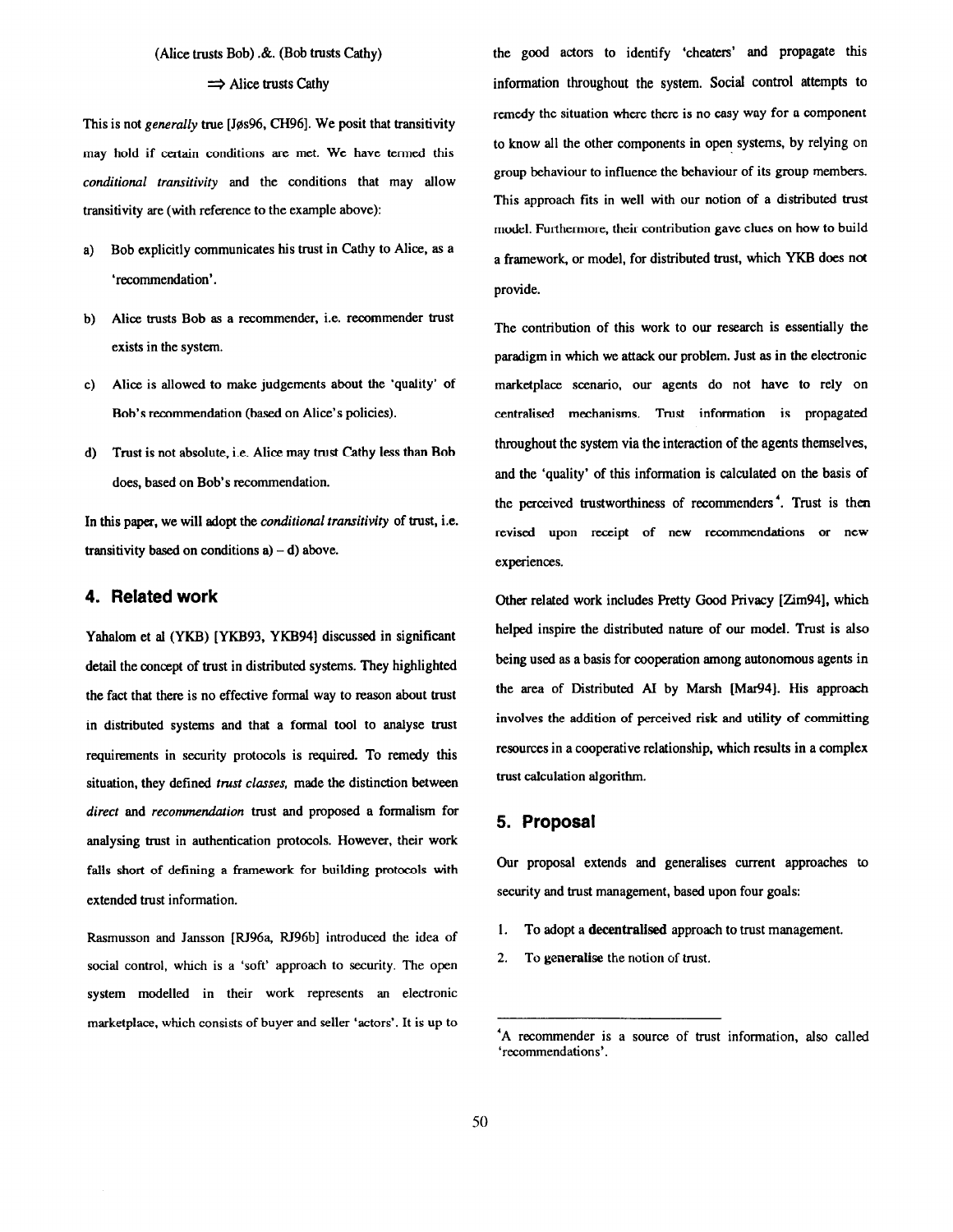(Alice trusts Bob) .&. (Bob trusts Cathy)

$\Rightarrow$ Alice trusts Cathy

This is not *generally* true [Jøs96, CH96]. We posit that transitivity may hold if certain conditions are met. We have termed this *conditional transitivity* and the conditions that may allow transitivity are (with reference to the example above):

a) Bob explicitly communicates his trust in Cathy to Alice, as a 'recommendation'.

b) Alice trusts Bob as a recommender, i.e. recommender trust exists in the system.

c) Alice is allowed to make judgements about the 'quality' of Bob's recommendation (based on Alice's policies).

d) Trust is not absolute, i.e. Alice may trust Cathy less than Bob does, based on Bob's recommendation.

In this paper, we will adopt the *conditional transitivity* of trust, i.e. transitivity based on conditions a) – d) above.

## 4. Related work

Yahalom et al (YKB) [YKB93, YKB94] discussed in significant detail the concept of trust in distributed systems. They highlighted the fact that there is no effective formal way to reason about trust in distributed systems and that a formal tool to analyse trust requirements in security protocols is required. To remedy this situation, they defined *trust classes,* made the distinction between *direct* and *recommendation* trust and proposed a formalism for analysing trust in authentication protocols. However, their work falls short of defining a framework for building protocols with extended trust information.

Rasmusson and Jansson [RJ96a, RJ96b] introduced the idea of social control, which is a 'soft' approach to security. The open system modelled in their work represents an electronic marketplace, which consists of buyer and seller 'actors'. It is up to the good actors to identify 'cheaters' and propagate this information throughout the system. Social control attempts to remedy the situation where there is no easy way for a component to know all the other components in open systems, by relying on group behaviour to influence the behaviour of its group members. This approach fits in well with our notion of a distributed trust model. Furthermore, their contribution gave clues on how to build a framework, or model, for distributed trust, which YKB does not provide.

The contribution of this work to our research is essentially the paradigm in which we attack our problem. Just as in the electronic marketplace scenario, our agents do not have to rely on centralised mechanisms. Trust information is propagated throughout the system via the interaction of the agents themselves, and the 'quality' of this information is calculated on the basis of the perceived trustworthiness of recommenders[4]. Trust is then revised upon receipt of new recommendations or new experiences.

Other related work includes Pretty Good Privacy [Zim94], which helped inspire the distributed nature of our model. Trust is also being used as a basis for cooperation among autonomous agents in the area of Distributed AI by Marsh [Mar94]. His approach involves the addition of perceived risk and utility of committing resources in a cooperative relationship, which results in a complex trust calculation algorithm.

## 5. Proposal

Our proposal extends and generalises current approaches to security and trust management, based upon four goals:

1. To adopt a **decentralised** approach to trust management.
2. To **generalise** the notion of trust.

---

[4] A recommender is a source of trust information, also called 'recommendations'.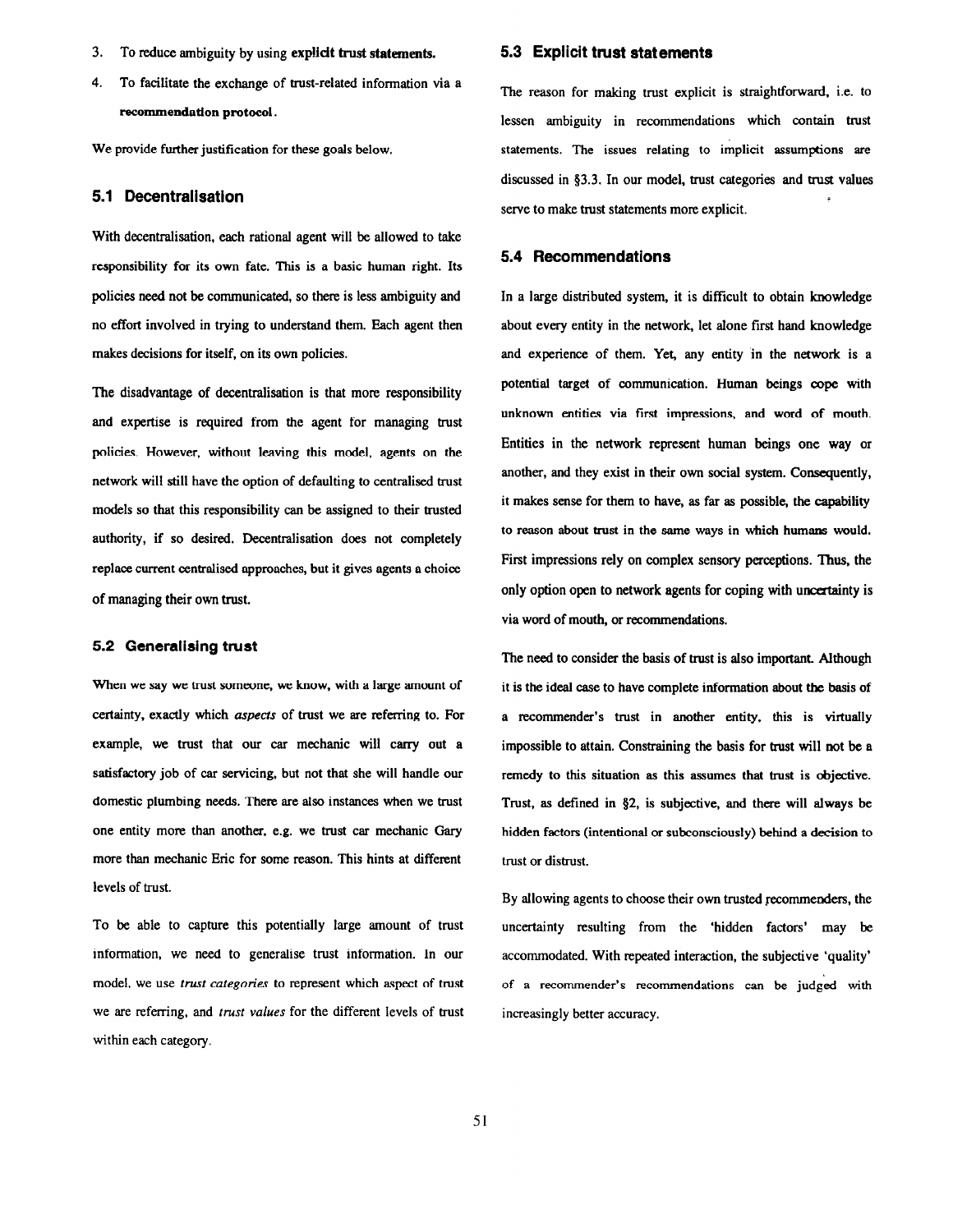3. To reduce ambiguity by using **explicit trust statements.**
4. To facilitate the exchange of trust-related information via a **recommendation protocol**.

We provide further justification for these goals below.

### 5.1 Decentralisation

With decentralisation, each rational agent will be allowed to take responsibility for its own fate. This is a basic human right. Its policies need not be communicated, so there is less ambiguity and no effort involved in trying to understand them. Each agent then makes decisions for itself, on its own policies.

The disadvantage of decentralisation is that more responsibility and expertise is required from the agent for managing trust policies. However, without leaving this model, agents on the network will still have the option of defaulting to centralised trust models so that this responsibility can be assigned to their trusted authority, if so desired. Decentralisation does not completely replace current centralised approaches, but it gives agents a choice of managing their own trust.

### 5.2 Generalising trust

When we say we trust someone, we know, with a large amount of certainty, exactly which *aspects* of trust we are referring to. For example, we trust that our car mechanic will carry out a satisfactory job of car servicing, but not that she will handle our domestic plumbing needs. There are also instances when we trust one entity more than another, e.g. we trust car mechanic Gary more than mechanic Eric for some reason. This hints at different levels of trust.

To be able to capture this potentially large amount of trust information, we need to generalise trust information. In our model, we use *trust categories* to represent which aspect of trust we are referring, and *trust values* for the different levels of trust within each category.

### 5.3 Explicit trust statements

The reason for making trust explicit is straightforward, i.e. to lessen ambiguity in recommendations which contain trust statements. The issues relating to implicit assumptions are discussed in §3.3. In our model, trust categories and trust values serve to make trust statements more explicit.

### 5.4 Recommendations

In a large distributed system, it is difficult to obtain knowledge about every entity in the network, let alone first hand knowledge and experience of them. Yet, any entity in the network is a potential target of communication. Human beings cope with unknown entities via first impressions, and word of mouth. Entities in the network represent human beings one way or another, and they exist in their own social system. Consequently, it makes sense for them to have, as far as possible, the capability to reason about trust in the same ways in which humans would. First impressions rely on complex sensory perceptions. Thus, the only option open to network agents for coping with uncertainty is via word of mouth, or recommendations.

The need to consider the basis of trust is also important. Although it is the ideal case to have complete information about the basis of a recommender's trust in another entity, this is virtually impossible to attain. Constraining the basis for trust will not be a remedy to this situation as this assumes that trust is objective. Trust, as defined in §2, is subjective, and there will always be hidden factors (intentional or subconsciously) behind a decision to trust or distrust.

By allowing agents to choose their own trusted recommenders, the uncertainty resulting from the 'hidden factors' may be accommodated. With repeated interaction, the subjective 'quality' of a recommender's recommendations can be judged with increasingly better accuracy.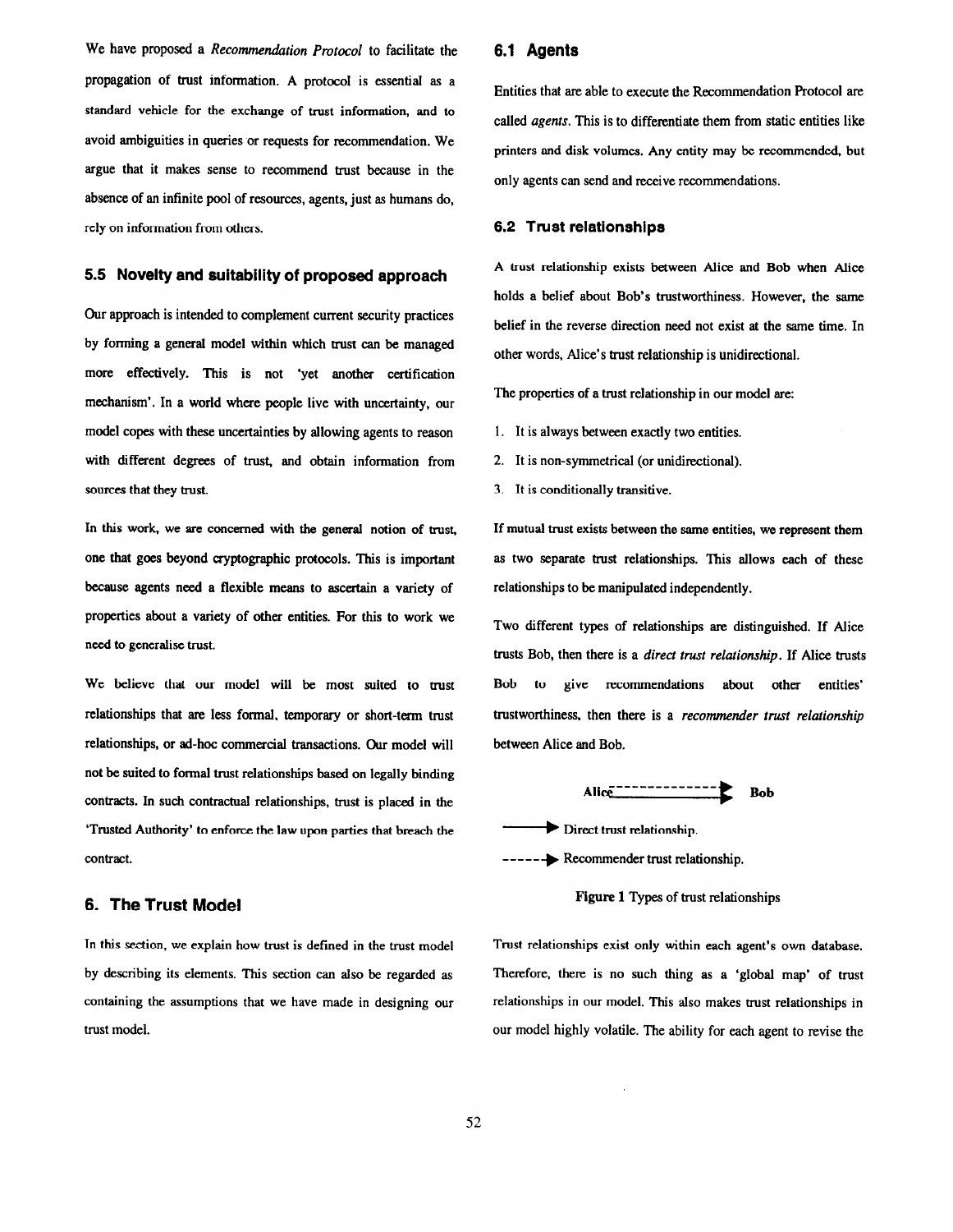We have proposed a *Recommendation Protocol* to facilitate the propagation of trust information. A protocol is essential as a standard vehicle for the exchange of trust information, and to avoid ambiguities in queries or requests for recommendation. We argue that it makes sense to recommend trust because in the absence of an infinite pool of resources, agents, just as humans do, rely on information from others.

### 5.5 Novelty and suitability of proposed approach

Our approach is intended to complement current security practices by forming a general model within which trust can be managed more effectively. This is not 'yet another certification mechanism'. In a world where people live with uncertainty, our model copes with these uncertainties by allowing agents to reason with different degrees of trust, and obtain information from sources that they trust.

In this work, we are concerned with the general notion of trust, one that goes beyond cryptographic protocols. This is important because agents need a flexible means to ascertain a variety of properties about a variety of other entities. For this to work we need to generalise trust.

We believe that our model will be most suited to trust relationships that are less formal, temporary or short-term trust relationships, or ad-hoc commercial transactions. Our model will not be suited to formal trust relationships based on legally binding contracts. In such contractual relationships, trust is placed in the 'Trusted Authority' to enforce the law upon parties that breach the contract.

## 6. The Trust Model

In this section, we explain how trust is defined in the trust model by describing its elements. This section can also be regarded as containing the assumptions that we have made in designing our trust model.

### 6.1 Agents

Entities that are able to execute the Recommendation Protocol are called *agents*. This is to differentiate them from static entities like printers and disk volumes. Any entity may be recommended, but only agents can send and receive recommendations.

### 6.2 Trust relationships

A trust relationship exists between Alice and Bob when Alice holds a belief about Bob's trustworthiness. However, the same belief in the reverse direction need not exist at the same time. In other words, Alice's trust relationship is unidirectional.

The properties of a trust relationship in our model are:

1. It is always between exactly two entities.
2. It is non-symmetrical (or unidirectional).
3. It is conditionally transitive.

If mutual trust exists between the same entities, we represent them as two separate trust relationships. This allows each of these relationships to be manipulated independently.

Two different types of relationships are distinguished. If Alice trusts Bob, then there is a *direct trust relationship*. If Alice trusts Bob to give recommendations about other entities' trustworthiness, then there is a *recommender trust relationship* between Alice and Bob.

Alice ----------→ Bob

——→ Direct trust relationship.

-----→ Recommender trust relationship.

**Figure 1** Types of trust relationships

Trust relationships exist only within each agent's own database. Therefore, there is no such thing as a 'global map' of trust relationships in our model. This also makes trust relationships in our model highly volatile. The ability for each agent to revise the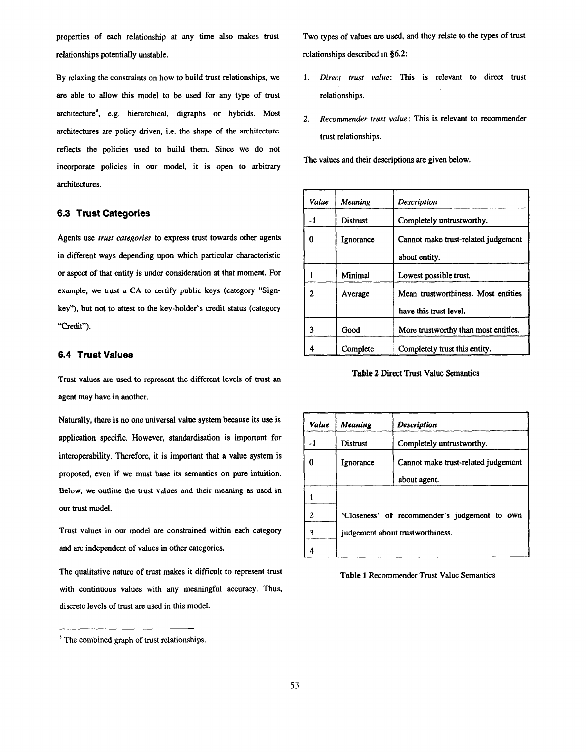properties of each relationship at any time also makes trust relationships potentially unstable.

By relaxing the constraints on how to build trust relationships, we are able to allow this model to be used for any type of trust architecture[5], e.g. hierarchical, digraphs or hybrids. Most architectures are policy driven, i.e. the shape of the architecture reflects the policies used to build them. Since we do not incorporate policies in our model, it is open to arbitrary architectures.

### 6.3 Trust Categories

Agents use *trust categories* to express trust towards other agents in different ways depending upon which particular characteristic or aspect of that entity is under consideration at that moment. For example, we trust a CA to certify public keys (category "Sign-key"), but not to attest to the key-holder's credit status (category "Credit").

### 6.4 Trust Values

Trust values are used to represent the different levels of trust an agent may have in another.

Naturally, there is no one universal value system because its use is application specific. However, standardisation is important for interoperability. Therefore, it is important that a value system is proposed, even if we must base its semantics on pure intuition. Below, we outline the trust values and their meaning as used in our trust model.

Trust values in our model are constrained within each category and are independent of values in other categories.

The qualitative nature of trust makes it difficult to represent trust with continuous values with any meaningful accuracy. Thus, discrete levels of trust are used in this model.

[5] The combined graph of trust relationships.

Two types of values are used, and they relate to the types of trust relationships described in §6.2:

1. *Direct trust value*: This is relevant to direct trust relationships.
2. *Recommender trust value*: This is relevant to recommender trust relationships.

The values and their descriptions are given below.

| *Value* | *Meaning* | *Description* |
|---|---|---|
| -1 | Distrust | Completely untrustworthy. |
| 0 | Ignorance | Cannot make trust-related judgement about entity. |
| 1 | Minimal | Lowest possible trust. |
| 2 | Average | Mean trustworthiness. Most entities have this trust level. |
| 3 | Good | More trustworthy than most entities. |
| 4 | Complete | Completely trust this entity. |

**Table 2** Direct Trust Value Semantics

| *Value* | *Meaning* | *Description* |
|---|---|---|
| -1 | Distrust | Completely untrustworthy. |
| 0 | Ignorance | Cannot make trust-related judgement about agent. |
| 1 | 'Closeness' of recommender's judgement to own judgement about trustworthiness. | |
| 2 | | |
| 3 | | |
| 4 | | |

**Table 1** Recommender Trust Value Semantics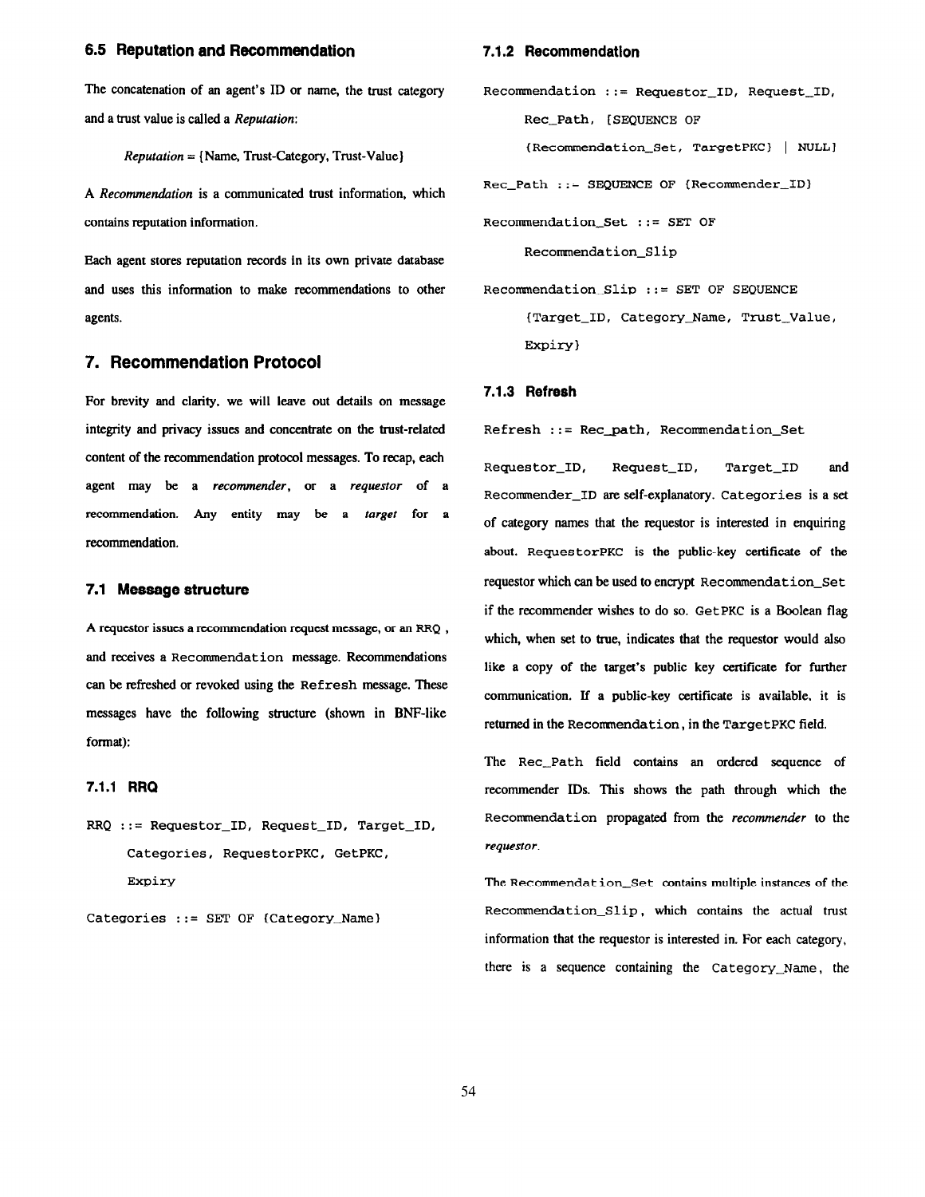## 6.5 Reputation and Recommendation

The concatenation of an agent's ID or name, the trust category and a trust value is called a *Reputation*:

*Reputation* = {Name, Trust-Category, Trust-Value}

A *Recommendation* is a communicated trust information, which contains reputation information.

Each agent stores reputation records in its own private database and uses this information to make recommendations to other agents.

# 7. Recommendation Protocol

For brevity and clarity, we will leave out details on message integrity and privacy issues and concentrate on the trust-related content of the recommendation protocol messages. To recap, each agent may be a *recommender*, or a *requestor* of a recommendation. Any entity may be a *target* for a recommendation.

## 7.1 Message structure

A requestor issues a recommendation request message, or an RRQ, and receives a `Recommendation` message. Recommendations can be refreshed or revoked using the `Refresh` message. These messages have the following structure (shown in BNF-like format):

### 7.1.1 RRQ

```
RRQ ::= Requestor_ID, Request_ID, Target_ID,
     Categories, RequestorPKC, GetPKC,
     Expiry

Categories ::= SET OF {Category_Name}
```

### 7.1.2 Recommendation

```
Recommendation ::= Requestor_ID, Request_ID,
     Rec_Path, [SEQUENCE OF
     {Recommendation_Set, TargetPKC} | NULL]

Rec_Path ::= SEQUENCE OF {Recommender_ID}

Recommendation_Set ::= SET OF
     Recommendation_Slip

Recommendation_Slip ::= SET OF SEQUENCE
     {Target_ID, Category_Name, Trust_Value,
     Expiry}
```

### 7.1.3 Refresh

```
Refresh ::= Rec_path, Recommendation_Set
```

`Requestor_ID`, `Request_ID`, `Target_ID` and `Recommender_ID` are self-explanatory. `Categories` is a set of category names that the requestor is interested in enquiring about. `RequestorPKC` is the public-key certificate of the requestor which can be used to encrypt `Recommendation_Set` if the recommender wishes to do so. `GetPKC` is a Boolean flag which, when set to true, indicates that the requestor would also like a copy of the target's public key certificate for further communication. If a public-key certificate is available, it is returned in the `Recommendation`, in the `TargetPKC` field.

The `Rec_Path` field contains an ordered sequence of recommender IDs. This shows the path through which the `Recommendation` propagated from the *recommender* to the *requestor*.

The `Recommendation_Set` contains multiple instances of the `Recommendation_Slip`, which contains the actual trust information that the requestor is interested in. For each category, there is a sequence containing the `Category_Name`, the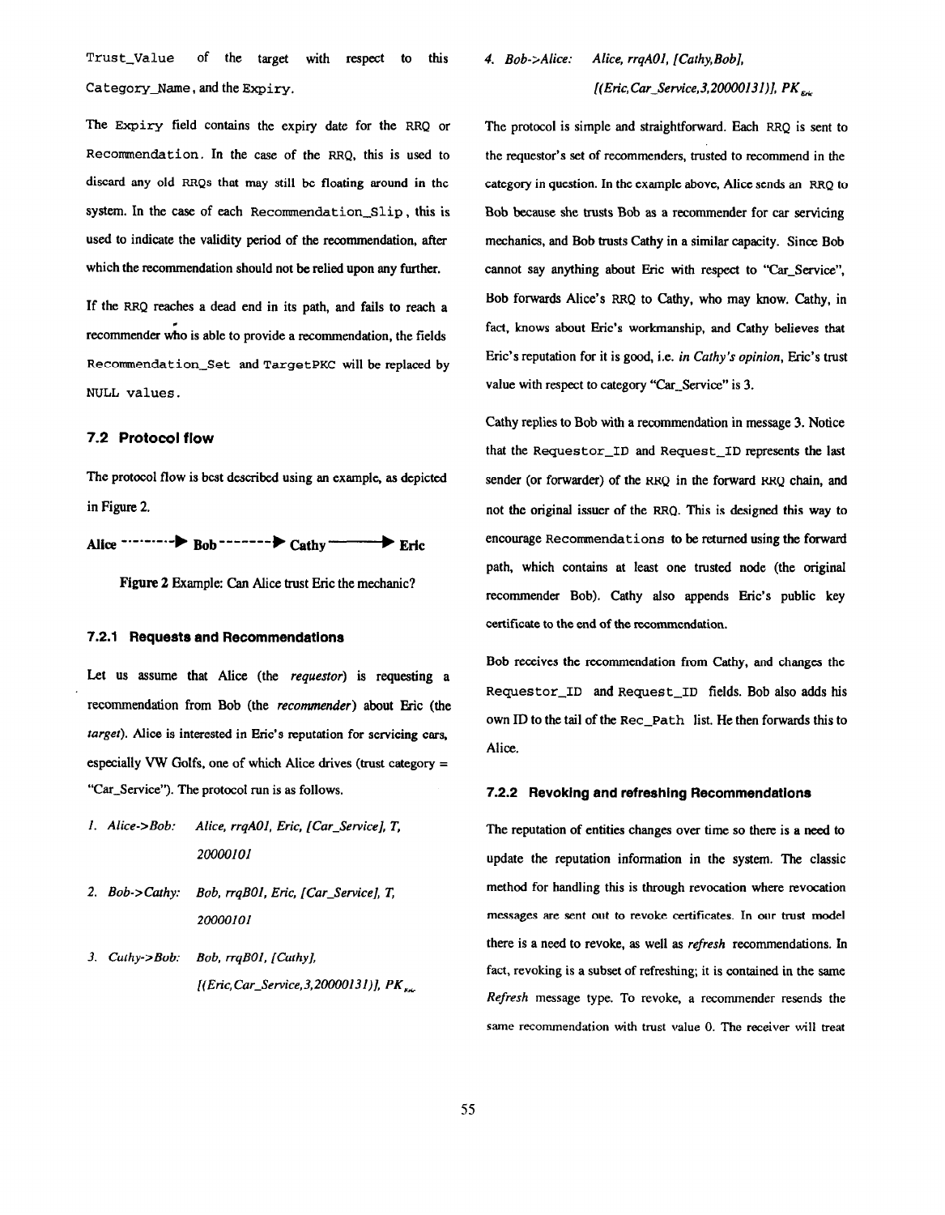`Trust_Value` of the target with respect to this `Category_Name`, and the `Expiry`.

The `Expiry` field contains the expiry date for the RRQ or `Recommendation`. In the case of the RRQ, this is used to discard any old RRQs that may still be floating around in the system. In the case of each `Recommendation_Slip`, this is used to indicate the validity period of the recommendation, after which the recommendation should not be relied upon any further.

If the RRQ reaches a dead end in its path, and fails to reach a recommender who is able to provide a recommendation, the fields `Recommendation_Set` and `TargetPKC` will be replaced by `NULL values`.

### 7.2 Protocol flow

The protocol flow is best described using an example, as depicted in Figure 2.

**Alice** ‑·‑·‑·‑▶ **Bob** ‑ ‑ ‑ ‑ ‑ ‑▶ **Cathy** ———▶ **Eric**

**Figure 2** Example: Can Alice trust Eric the mechanic?

#### 7.2.1 Requests and Recommendations

Let us assume that Alice (the *requestor*) is requesting a recommendation from Bob (the *recommender*) about Eric (the *target*). Alice is interested in Eric's reputation for servicing cars, especially VW Golfs, one of which Alice drives (trust category = "Car_Service"). The protocol run is as follows.

1. *Alice->Bob: Alice, rrqA01, Eric, [Car_Service], T, 20000101*
2. *Bob->Cathy: Bob, rrqB01, Eric, [Car_Service], T, 20000101*
3. *Cathy->Bob: Bob, rrqB01, [Cathy], [(Eric,Car_Service,3,20000131)],* $PK_{Eric}$
4. *Bob->Alice: Alice, rrqA01, [Cathy,Bob], [(Eric,Car_Service,3,20000131)],* $PK_{Eric}$

The protocol is simple and straightforward. Each RRQ is sent to the requestor's set of recommenders, trusted to recommend in the category in question. In the example above, Alice sends an RRQ to Bob because she trusts Bob as a recommender for car servicing mechanics, and Bob trusts Cathy in a similar capacity. Since Bob cannot say anything about Eric with respect to "Car_Service", Bob forwards Alice's RRQ to Cathy, who may know. Cathy, in fact, knows about Eric's workmanship, and Cathy believes that Eric's reputation for it is good, i.e. *in Cathy's opinion*, Eric's trust value with respect to category "Car_Service" is 3.

Cathy replies to Bob with a recommendation in message 3. Notice that the `Requestor_ID` and `Request_ID` represents the last sender (or forwarder) of the RRQ in the forward RRQ chain, and not the original issuer of the RRQ. This is designed this way to encourage `Recommendations` to be returned using the forward path, which contains at least one trusted node (the original recommender Bob). Cathy also appends Eric's public key certificate to the end of the recommendation.

Bob receives the recommendation from Cathy, and changes the `Requestor_ID` and `Request_ID` fields. Bob also adds his own ID to the tail of the `Rec_Path` list. He then forwards this to Alice.

#### 7.2.2 Revoking and refreshing Recommendations

The reputation of entities changes over time so there is a need to update the reputation information in the system. The classic method for handling this is through revocation where revocation messages are sent out to revoke certificates. In our trust model there is a need to revoke, as well as *refresh* recommendations. In fact, revoking is a subset of refreshing; it is contained in the same *Refresh* message type. To revoke, a recommender resends the same recommendation with trust value 0. The receiver will treat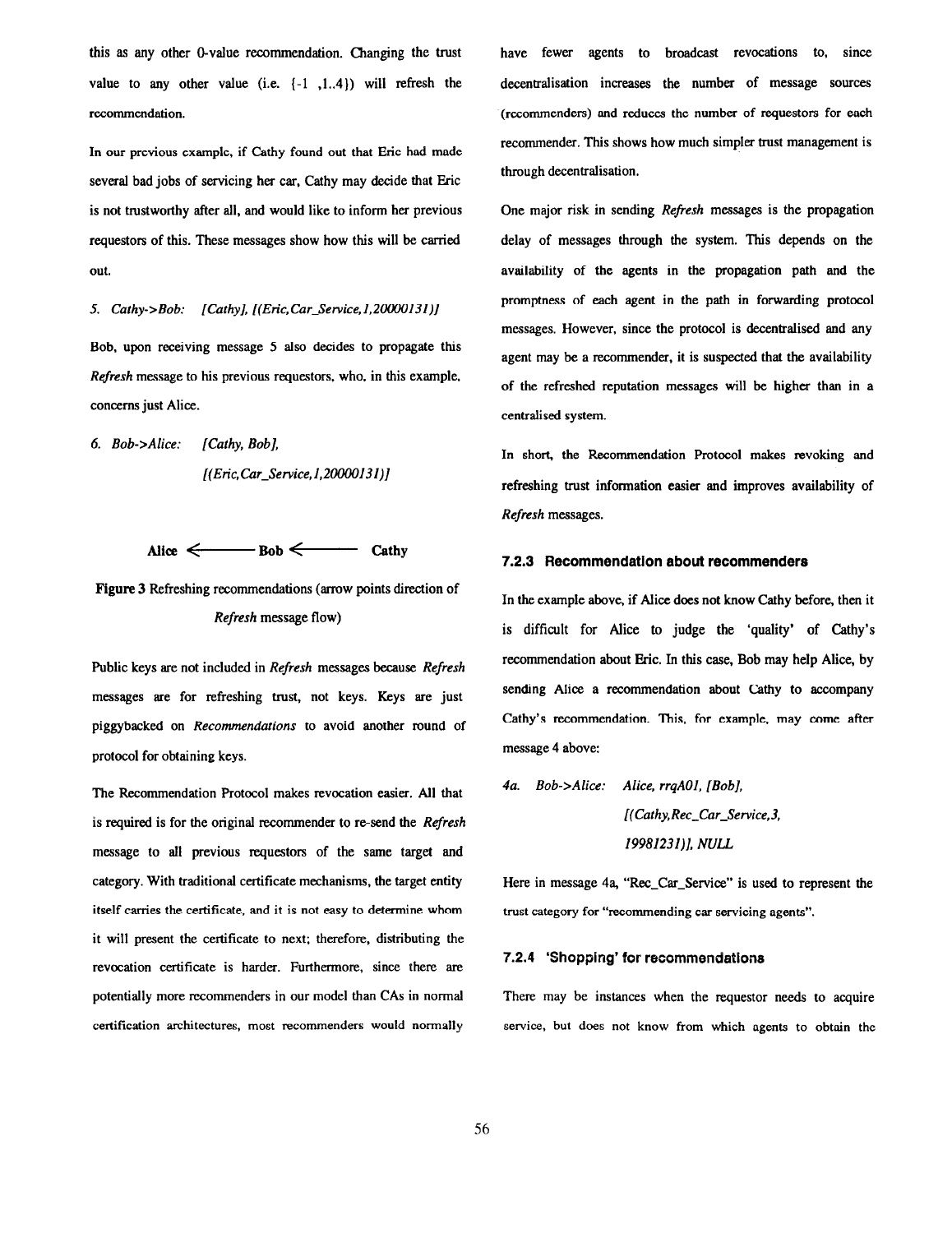this as any other 0-value recommendation. Changing the trust value to any other value (i.e. {-1 ,1..4}) will refresh the recommendation.

In our previous example, if Cathy found out that Eric had made several bad jobs of servicing her car, Cathy may decide that Eric is not trustworthy after all, and would like to inform her previous requestors of this. These messages show how this will be carried out.

*5. Cathy->Bob: [Cathy], [(Eric,Car_Service,1,20000131)]*

Bob, upon receiving message 5 also decides to propagate this *Refresh* message to his previous requestors, who, in this example, concerns just Alice.

*6. Bob->Alice: [Cathy, Bob],*

*[(Eric,Car_Service,1,20000131)]*

**Alice ⟵ Bob ⟵ Cathy**

**Figure 3** Refreshing recommendations (arrow points direction of *Refresh* message flow)

Public keys are not included in *Refresh* messages because *Refresh* messages are for refreshing trust, not keys. Keys are just piggybacked on *Recommendations* to avoid another round of protocol for obtaining keys.

The Recommendation Protocol makes revocation easier. All that is required is for the original recommender to re-send the *Refresh* message to all previous requestors of the same target and category. With traditional certificate mechanisms, the target entity itself carries the certificate, and it is not easy to determine whom it will present the certificate to next; therefore, distributing the revocation certificate is harder. Furthermore, since there are potentially more recommenders in our model than CAs in normal certification architectures, most recommenders would normally have fewer agents to broadcast revocations to, since decentralisation increases the number of message sources (recommenders) and reduces the number of requestors for each recommender. This shows how much simpler trust management is through decentralisation.

One major risk in sending *Refresh* messages is the propagation delay of messages through the system. This depends on the availability of the agents in the propagation path and the promptness of each agent in the path in forwarding protocol messages. However, since the protocol is decentralised and any agent may be a recommender, it is suspected that the availability of the refreshed reputation messages will be higher than in a centralised system.

In short, the Recommendation Protocol makes revoking and refreshing trust information easier and improves availability of *Refresh* messages.

### 7.2.3 Recommendation about recommenders

In the example above, if Alice does not know Cathy before, then it is difficult for Alice to judge the 'quality' of Cathy's recommendation about Eric. In this case, Bob may help Alice, by sending Alice a recommendation about Cathy to accompany Cathy's recommendation. This, for example, may come after message 4 above:

*4a. Bob->Alice: Alice, rrqA01, [Bob],*

*[(Cathy,Rec_Car_Service,3,*

*19981231)], NULL*

Here in message 4a, "Rec_Car_Service" is used to represent the trust category for "recommending car servicing agents".

### 7.2.4 'Shopping' for recommendations

There may be instances when the requestor needs to acquire service, but does not know from which agents to obtain the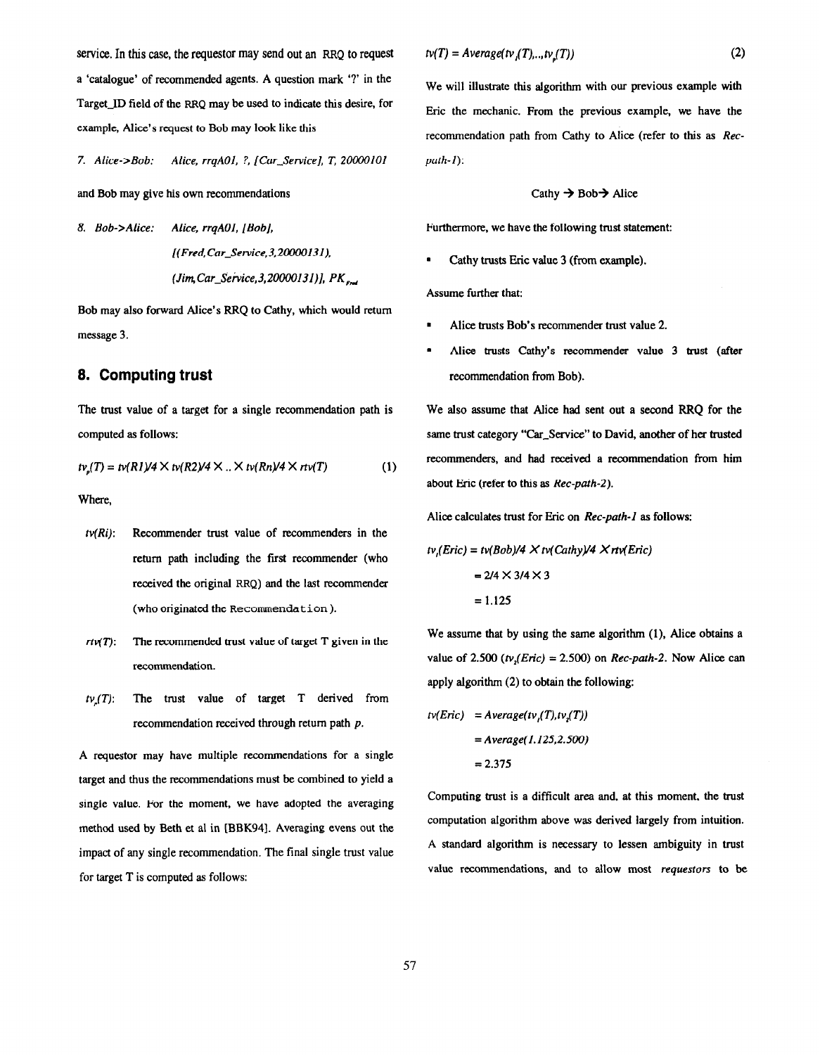service. In this case, the requestor may send out an RRQ to request a 'catalogue' of recommended agents. A question mark '?' in the Target_ID field of the RRQ may be used to indicate this desire, for example, Alice's request to Bob may look like this

*7. Alice->Bob: Alice, rrqA01, ?, [Car_Service], T, 20000101*

and Bob may give his own recommendations

*8. Bob->Alice: Alice, rrqA01, [Bob], [(Fred,Car_Service,3,20000131), (Jim,Car_Service,3,20000131)],* $PK_{Fred}$

Bob may also forward Alice's RRQ to Cathy, which would return message 3.

## 8. Computing trust

The trust value of a target for a single recommendation path is computed as follows:

$$tv_p(T) = tv(R1)/4 \times tv(R2)/4 \times .. \times tv(Rn)/4 \times rtv(T) \quad (1)$$

Where,

- $tv(Ri)$: Recommender trust value of recommenders in the return path including the first recommender (who received the original RRQ) and the last recommender (who originated the Recommendation).
- $rtv(T)$: The recommended trust value of target T given in the recommendation.
- $tv_p(T)$: The trust value of target T derived from recommendation received through return path *p*.

A requestor may have multiple recommendations for a single target and thus the recommendations must be combined to yield a single value. For the moment, we have adopted the averaging method used by Beth et al in [BBK94]. Averaging evens out the impact of any single recommendation. The final single trust value for target T is computed as follows:

$$tv(T) = Average(tv_1(T),..,tv_p(T)) \quad (2)$$

We will illustrate this algorithm with our previous example with Eric the mechanic. From the previous example, we have the recommendation path from Cathy to Alice (refer to this as *Rec-path-1*):

Cathy → Bob→ Alice

Furthermore, we have the following trust statement:

- Cathy trusts Eric value 3 (from example).

Assume further that:

- Alice trusts Bob's recommender trust value 2.
- Alice trusts Cathy's recommender value 3 trust (after recommendation from Bob).

We also assume that Alice had sent out a second RRQ for the same trust category "Car_Service" to David, another of her trusted recommenders, and had received a recommendation from him about Eric (refer to this as *Rec-path-2*).

Alice calculates trust for Eric on *Rec-path-1* as follows:

$$tv_1(Eric) = tv(Bob)/4 \times tv(Cathy)/4 \times rtv(Eric)$$
$$= 2/4 \times 3/4 \times 3$$
$$= 1.125$$

We assume that by using the same algorithm (1), Alice obtains a value of 2.500 ($tv_2(Eric) = 2.500$) on *Rec-path-2*. Now Alice can apply algorithm (2) to obtain the following:

$$tv(Eric) = Average(tv_1(T),tv_2(T))$$
$$= Average(1.125,2.500)$$
$$= 2.375$$

Computing trust is a difficult area and, at this moment, the trust computation algorithm above was derived largely from intuition. A standard algorithm is necessary to lessen ambiguity in trust value recommendations, and to allow most *requestors* to be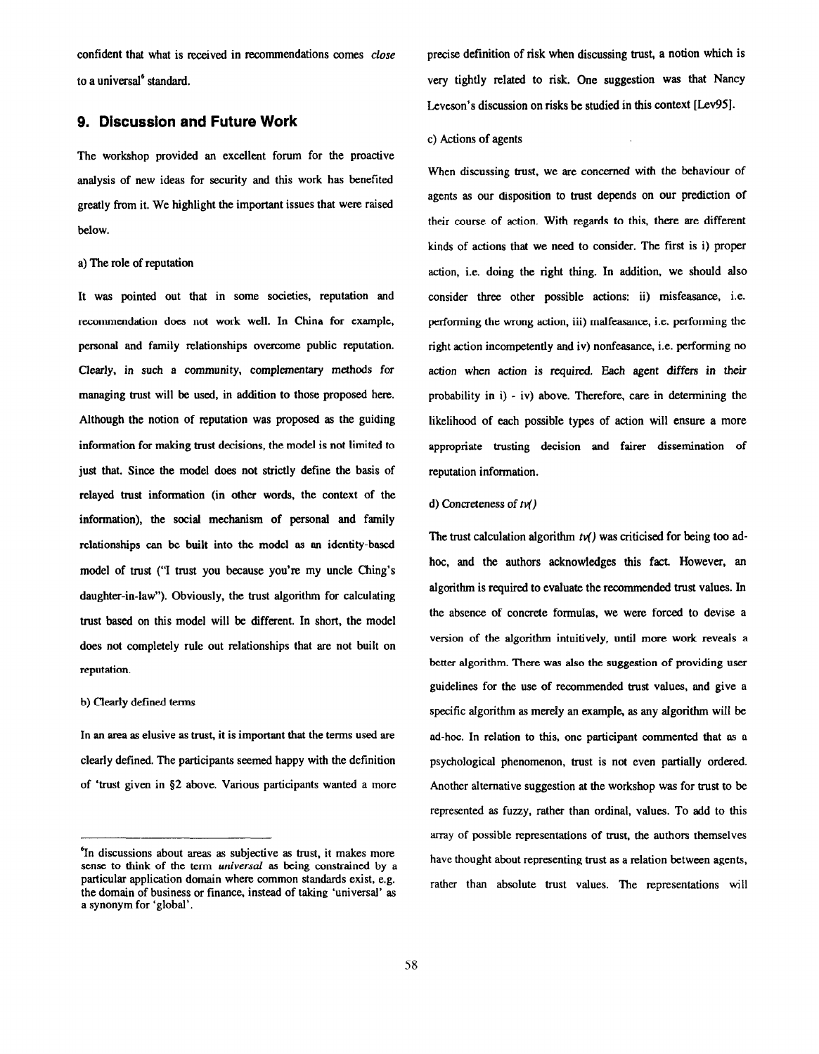confident that what is received in recommendations comes *close* to a universal[6] standard.

## 9. Discussion and Future Work

The workshop provided an excellent forum for the proactive analysis of new ideas for security and this work has benefited greatly from it. We highlight the important issues that were raised below.

a) The role of reputation

It was pointed out that in some societies, reputation and recommendation does not work well. In China for example, personal and family relationships overcome public reputation. Clearly, in such a community, complementary methods for managing trust will be used, in addition to those proposed here. Although the notion of reputation was proposed as the guiding information for making trust decisions, the model is not limited to just that. Since the model does not strictly define the basis of relayed trust information (in other words, the context of the information), the social mechanism of personal and family relationships can be built into the model as an identity-based model of trust ("I trust you because you're my uncle Ching's daughter-in-law"). Obviously, the trust algorithm for calculating trust based on this model will be different. In short, the model does not completely rule out relationships that are not built on reputation.

b) Clearly defined terms

In an area as elusive as trust, it is important that the terms used are clearly defined. The participants seemed happy with the definition of 'trust given in §2 above. Various participants wanted a more precise definition of risk when discussing trust, a notion which is very tightly related to risk. One suggestion was that Nancy Leveson's discussion on risks be studied in this context [Lev95].

c) Actions of agents

When discussing trust, we are concerned with the behaviour of agents as our disposition to trust depends on our prediction of their course of action. With regards to this, there are different kinds of actions that we need to consider. The first is i) proper action, i.e. doing the right thing. In addition, we should also consider three other possible actions: ii) misfeasance, i.e. performing the wrong action, iii) malfeasance, i.e. performing the right action incompetently and iv) nonfeasance, i.e. performing no action when action is required. Each agent differs in their probability in i) - iv) above. Therefore, care in determining the likelihood of each possible types of action will ensure a more appropriate trusting decision and fairer dissemination of reputation information.

d) Concreteness of *tv()*

The trust calculation algorithm *tv()* was criticised for being too ad-hoc, and the authors acknowledges this fact. However, an algorithm is required to evaluate the recommended trust values. In the absence of concrete formulas, we were forced to devise a version of the algorithm intuitively, until more work reveals a better algorithm. There was also the suggestion of providing user guidelines for the use of recommended trust values, and give a specific algorithm as merely an example, as any algorithm will be ad-hoc. In relation to this, one participant commented that as a psychological phenomenon, trust is not even partially ordered. Another alternative suggestion at the workshop was for trust to be represented as fuzzy, rather than ordinal, values. To add to this array of possible representations of trust, the authors themselves have thought about representing trust as a relation between agents, rather than absolute trust values. The representations will

[6] In discussions about areas as subjective as trust, it makes more sense to think of the term *universal* as being constrained by a particular application domain where common standards exist, e.g. the domain of business or finance, instead of taking 'universal' as a synonym for 'global'.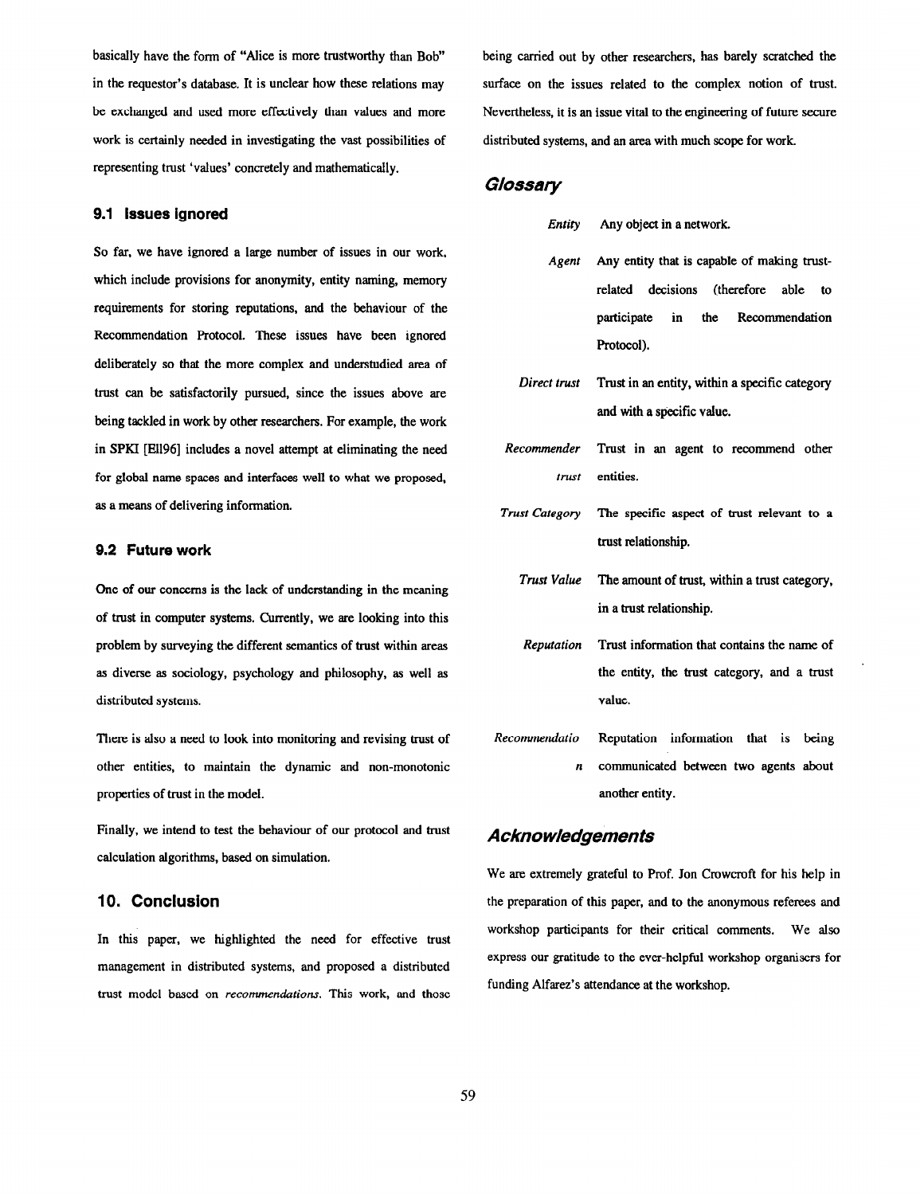basically have the form of "Alice is more trustworthy than Bob" in the requestor's database. It is unclear how these relations may be exchanged and used more effectively than values and more work is certainly needed in investigating the vast possibilities of representing trust 'values' concretely and mathematically.

### 9.1 Issues ignored

So far, we have ignored a large number of issues in our work, which include provisions for anonymity, entity naming, memory requirements for storing reputations, and the behaviour of the Recommendation Protocol. These issues have been ignored deliberately so that the more complex and understudied area of trust can be satisfactorily pursued, since the issues above are being tackled in work by other researchers. For example, the work in SPKI [Ell96] includes a novel attempt at eliminating the need for global name spaces and interfaces well to what we proposed, as a means of delivering information.

### 9.2 Future work

One of our concerns is the lack of understanding in the meaning of trust in computer systems. Currently, we are looking into this problem by surveying the different semantics of trust within areas as diverse as sociology, psychology and philosophy, as well as distributed systems.

There is also a need to look into monitoring and revising trust of other entities, to maintain the dynamic and non-monotonic properties of trust in the model.

Finally, we intend to test the behaviour of our protocol and trust calculation algorithms, based on simulation.

## 10. Conclusion

In this paper, we highlighted the need for effective trust management in distributed systems, and proposed a distributed trust model based on *recommendations*. This work, and those being carried out by other researchers, has barely scratched the surface on the issues related to the complex notion of trust. Nevertheless, it is an issue vital to the engineering of future secure distributed systems, and an area with much scope for work.

## Glossary

| | |
|---|---|
| *Entity* | Any object in a network. |
| *Agent* | Any entity that is capable of making trust-related decisions (therefore able to participate in the Recommendation Protocol). |
| *Direct trust* | Trust in an entity, within a specific category and with a specific value. |
| *Recommender trust* | Trust in an agent to recommend other entities. |
| *Trust Category* | The specific aspect of trust relevant to a trust relationship. |
| *Trust Value* | The amount of trust, within a trust category, in a trust relationship. |
| *Reputation* | Trust information that contains the name of the entity, the trust category, and a trust value. |
| *Recommendation* | Reputation information that is being communicated between two agents about another entity. |

## Acknowledgements

We are extremely grateful to Prof. Jon Crowcroft for his help in the preparation of this paper, and to the anonymous referees and workshop participants for their critical comments. We also express our gratitude to the ever-helpful workshop organisers for funding Alfarez's attendance at the workshop.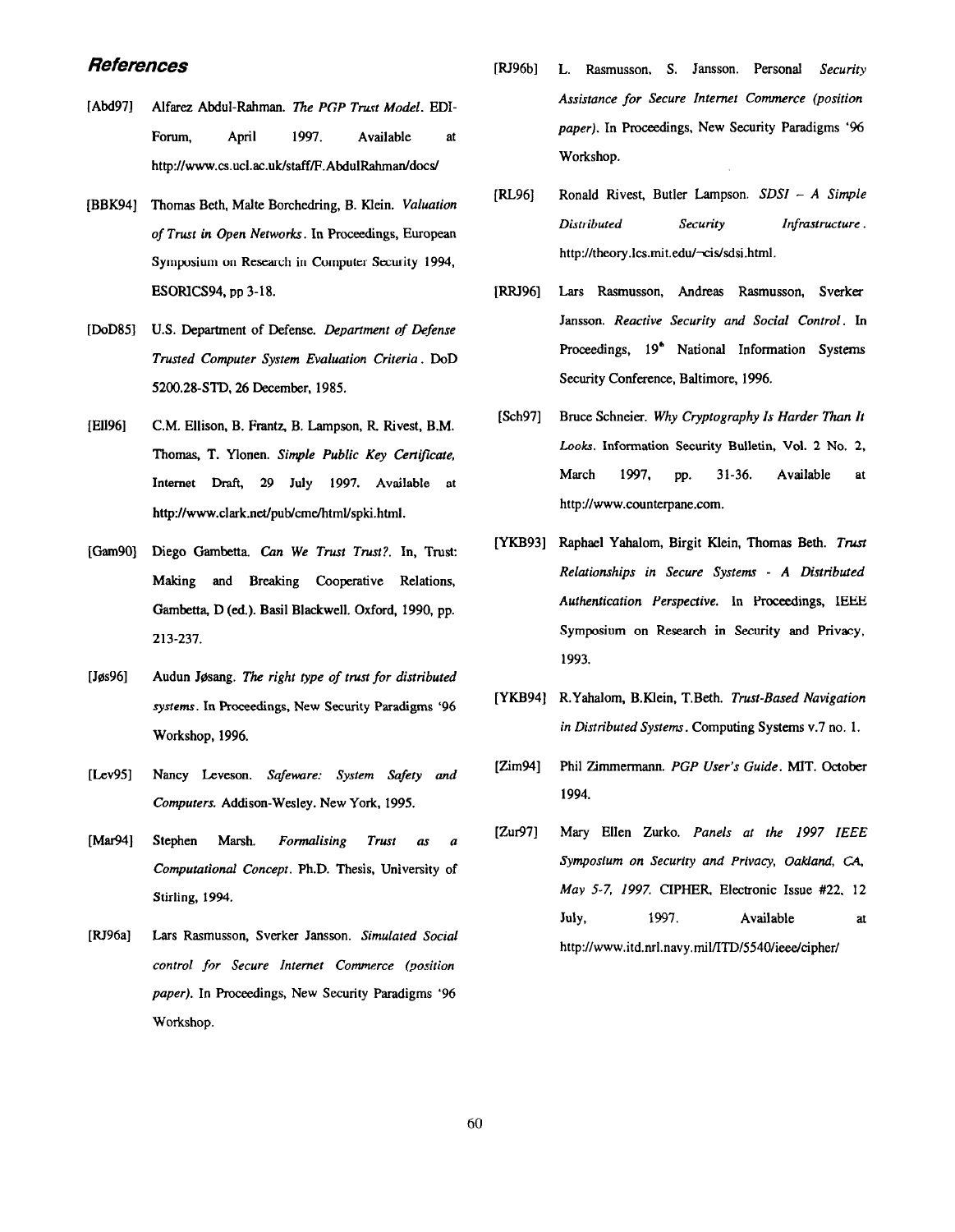## References

[Abd97] Alfarez Abdul-Rahman. *The PGP Trust Model*. EDI-Forum, April 1997. Available at http://www.cs.ucl.ac.uk/staff/F.AbdulRahman/docs/

[BBK94] Thomas Beth, Malte Borchedring, B. Klein. *Valuation of Trust in Open Networks*. In Proceedings, European Symposium on Research in Computer Security 1994, ESORICS94, pp 3-18.

[DoD85] U.S. Department of Defense. *Department of Defense Trusted Computer System Evaluation Criteria*. DoD 5200.28-STD, 26 December, 1985.

[Ell96] C.M. Ellison, B. Frantz, B. Lampson, R. Rivest, B.M. Thomas, T. Ylonen. *Simple Public Key Certificate*, Internet Draft, 29 July 1997. Available at http://www.clark.net/pub/cme/html/spki.html.

[Gam90] Diego Gambetta. *Can We Trust Trust?*. In, Trust: Making and Breaking Cooperative Relations, Gambetta, D (ed.). Basil Blackwell. Oxford, 1990, pp. 213-237.

[Jøs96] Audun Jøsang. *The right type of trust for distributed systems*. In Proceedings, New Security Paradigms '96 Workshop, 1996.

[Lev95] Nancy Leveson. *Safeware: System Safety and Computers*. Addison-Wesley. New York, 1995.

[Mar94] Stephen Marsh. *Formalising Trust as a Computational Concept*. Ph.D. Thesis, University of Stirling, 1994.

[RJ96a] Lars Rasmusson, Sverker Jansson. *Simulated Social control for Secure Internet Commerce (position paper)*. In Proceedings, New Security Paradigms '96 Workshop.

[RJ96b] L. Rasmusson, S. Jansson. Personal *Security Assistance for Secure Internet Commerce (position paper)*. In Proceedings, New Security Paradigms '96 Workshop.

[RL96] Ronald Rivest, Butler Lampson. *SDSI – A Simple Distributed Security Infrastructure*. http://theory.lcs.mit.edu/~cis/sdsi.html.

[RRJ96] Lars Rasmusson, Andreas Rasmusson, Sverker Jansson. *Reactive Security and Social Control*. In Proceedings, 19th National Information Systems Security Conference, Baltimore, 1996.

[Sch97] Bruce Schneier. *Why Cryptography Is Harder Than It Looks*. Information Security Bulletin, Vol. 2 No. 2, March 1997, pp. 31-36. Available at http://www.counterpane.com.

[YKB93] Raphael Yahalom, Birgit Klein, Thomas Beth. *Trust Relationships in Secure Systems - A Distributed Authentication Perspective*. In Proceedings, IEEE Symposium on Research in Security and Privacy, 1993.

[YKB94] R.Yahalom, B.Klein, T.Beth. *Trust-Based Navigation in Distributed Systems*. Computing Systems v.7 no. 1.

[Zim94] Phil Zimmermann. *PGP User's Guide*. MIT. October 1994.

[Zur97] Mary Ellen Zurko. *Panels at the 1997 IEEE Symposium on Security and Privacy, Oakland, CA, May 5-7, 1997*. CIPHER, Electronic Issue #22, 12 July, 1997. Available at http://www.itd.nrl.navy.mil/ITD/5540/ieee/cipher/